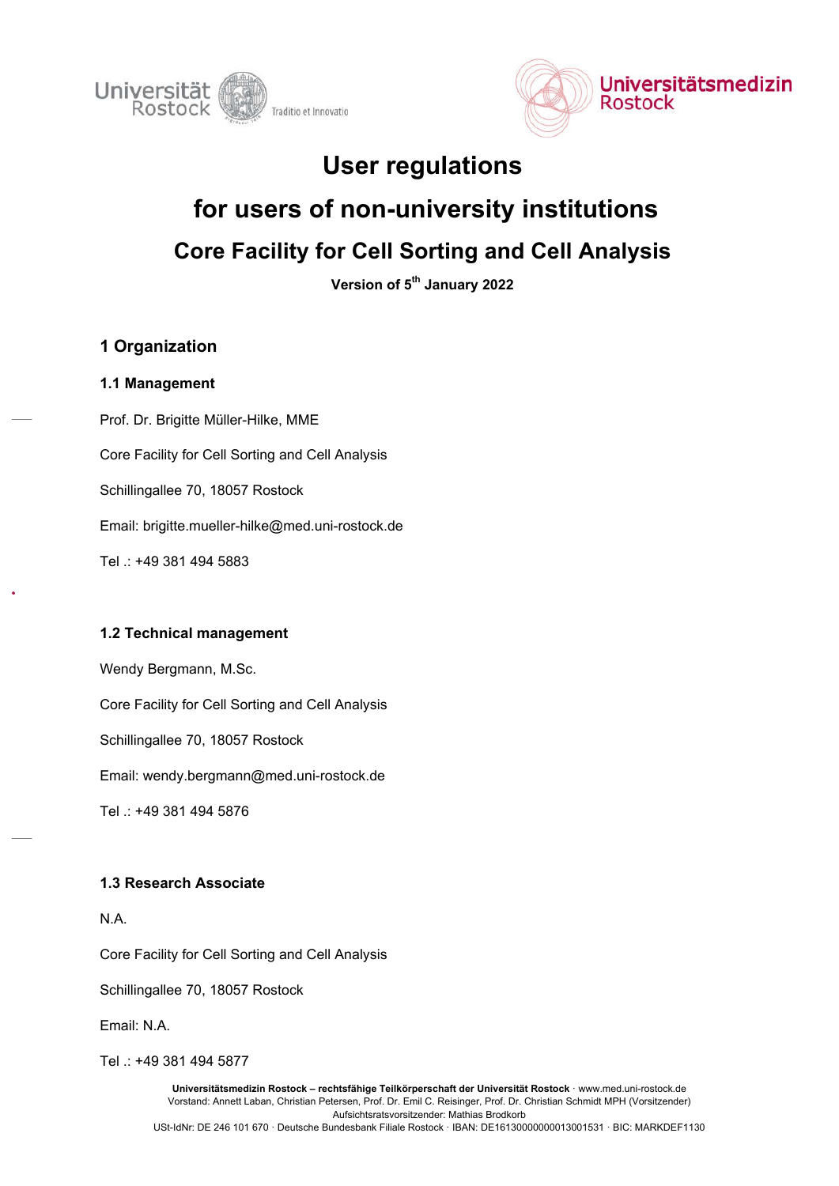# User regulations

# for users of non-university institutions

# Core Facility for Cell Sorting and Cell Analysis

**Version of 5th January 2022**

## 1 Organization

### 1.1 Management

Prof. Dr. Brigitte Müller-Hilke, MME

Core Facility for Cell Sorting and Cell Analysis

Schillingallee 70, 18057 Rostock

Email: brigitte.mueller-hilke@med.uni-rostock.de

Tel .: +49 381 494 5883

### 1.2 Technical management

Wendy Bergmann, M.Sc.

Core Facility for Cell Sorting and Cell Analysis

Schillingallee 70, 18057 Rostock

Email: wendy.bergmann@med.uni-rostock.de

Tel .: +49 381 494 5876

### 1.3 Research Associate

N.A.

Core Facility for Cell Sorting and Cell Analysis

Schillingallee 70, 18057 Rostock

Email: N.A.

Tel .: +49 381 494 5877

**Universitätsmedizin Rostock – rechtsfähige Teilkörperschaft der Universität Rostock** · www.med.uni-rostock.de
Vorstand: Annett Laban, Christian Petersen, Prof. Dr. Emil C. Reisinger, Prof. Dr. Christian Schmidt MPH (Vorsitzender)
Aufsichtsratsvorsitzender: Mathias Brodkorb
USt-IdNr: DE 246 101 670 · Deutsche Bundesbank Filiale Rostock · IBAN: DE16130000000013001531 · BIC: MARKDEF1130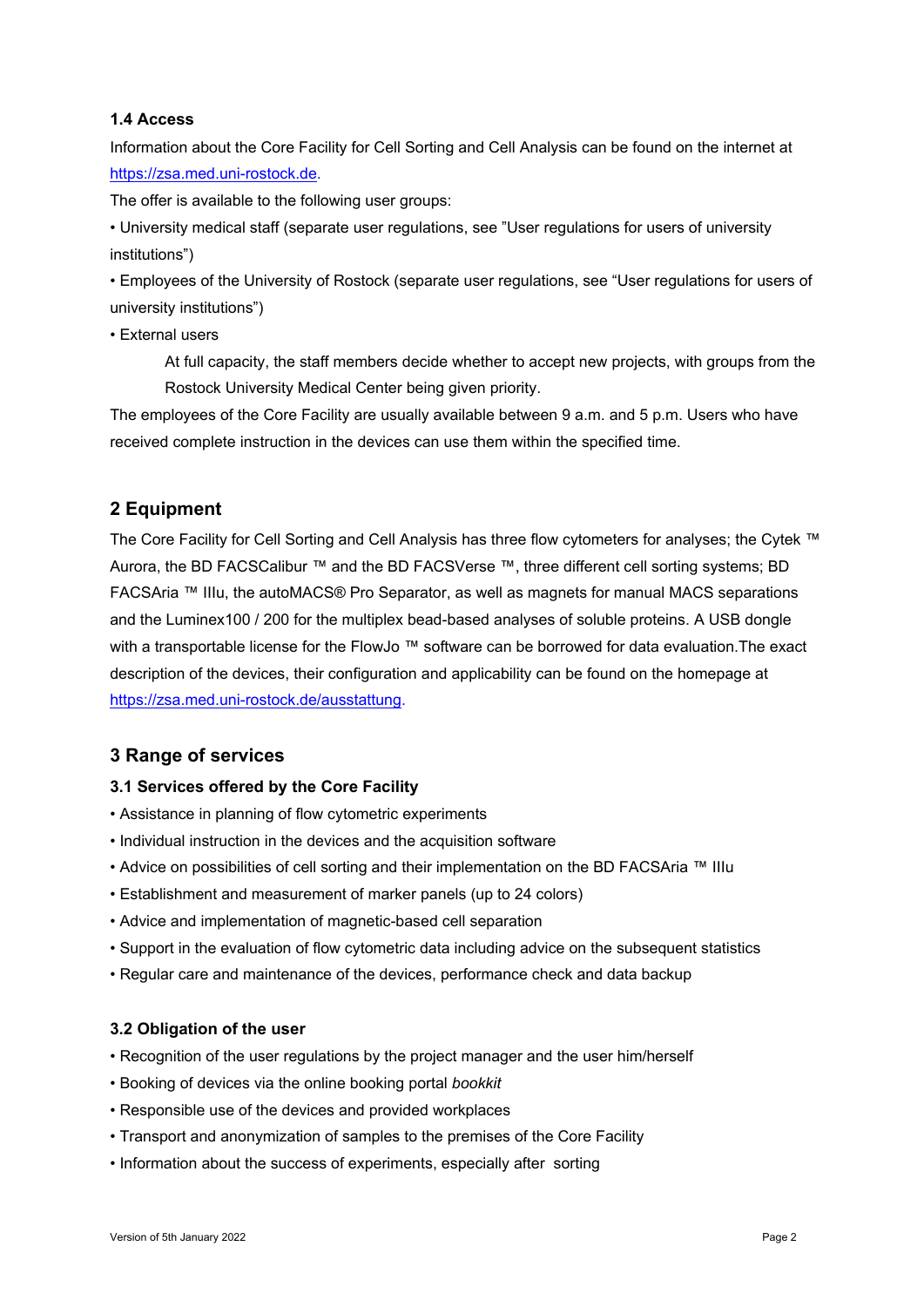### 1.4 Access

Information about the Core Facility for Cell Sorting and Cell Analysis can be found on the internet at [https://zsa.med.uni-rostock.de](https://zsa.med.uni-rostock.de).

The offer is available to the following user groups:

- University medical staff (separate user regulations, see "User regulations for users of university institutions")
- Employees of the University of Rostock (separate user regulations, see "User regulations for users of university institutions")
- External users

  At full capacity, the staff members decide whether to accept new projects, with groups from the Rostock University Medical Center being given priority.

The employees of the Core Facility are usually available between 9 a.m. and 5 p.m. Users who have received complete instruction in the devices can use them within the specified time.

## 2 Equipment

The Core Facility for Cell Sorting and Cell Analysis has three flow cytometers for analyses; the Cytek ™ Aurora, the BD FACSCalibur ™ and the BD FACSVerse ™, three different cell sorting systems; BD FACSAria ™ IIIu, the autoMACS® Pro Separator, as well as magnets for manual MACS separations and the Luminex100 / 200 for the multiplex bead-based analyses of soluble proteins. A USB dongle with a transportable license for the FlowJo ™ software can be borrowed for data evaluation.The exact description of the devices, their configuration and applicability can be found on the homepage at [https://zsa.med.uni-rostock.de/ausstattung](https://zsa.med.uni-rostock.de/ausstattung).

## 3 Range of services

### 3.1 Services offered by the Core Facility

- Assistance in planning of flow cytometric experiments
- Individual instruction in the devices and the acquisition software
- Advice on possibilities of cell sorting and their implementation on the BD FACSAria ™ IIIu
- Establishment and measurement of marker panels (up to 24 colors)
- Advice and implementation of magnetic-based cell separation
- Support in the evaluation of flow cytometric data including advice on the subsequent statistics
- Regular care and maintenance of the devices, performance check and data backup

### 3.2 Obligation of the user

- Recognition of the user regulations by the project manager and the user him/herself
- Booking of devices via the online booking portal *bookkit*
- Responsible use of the devices and provided workplaces
- Transport and anonymization of samples to the premises of the Core Facility
- Information about the success of experiments, especially after sorting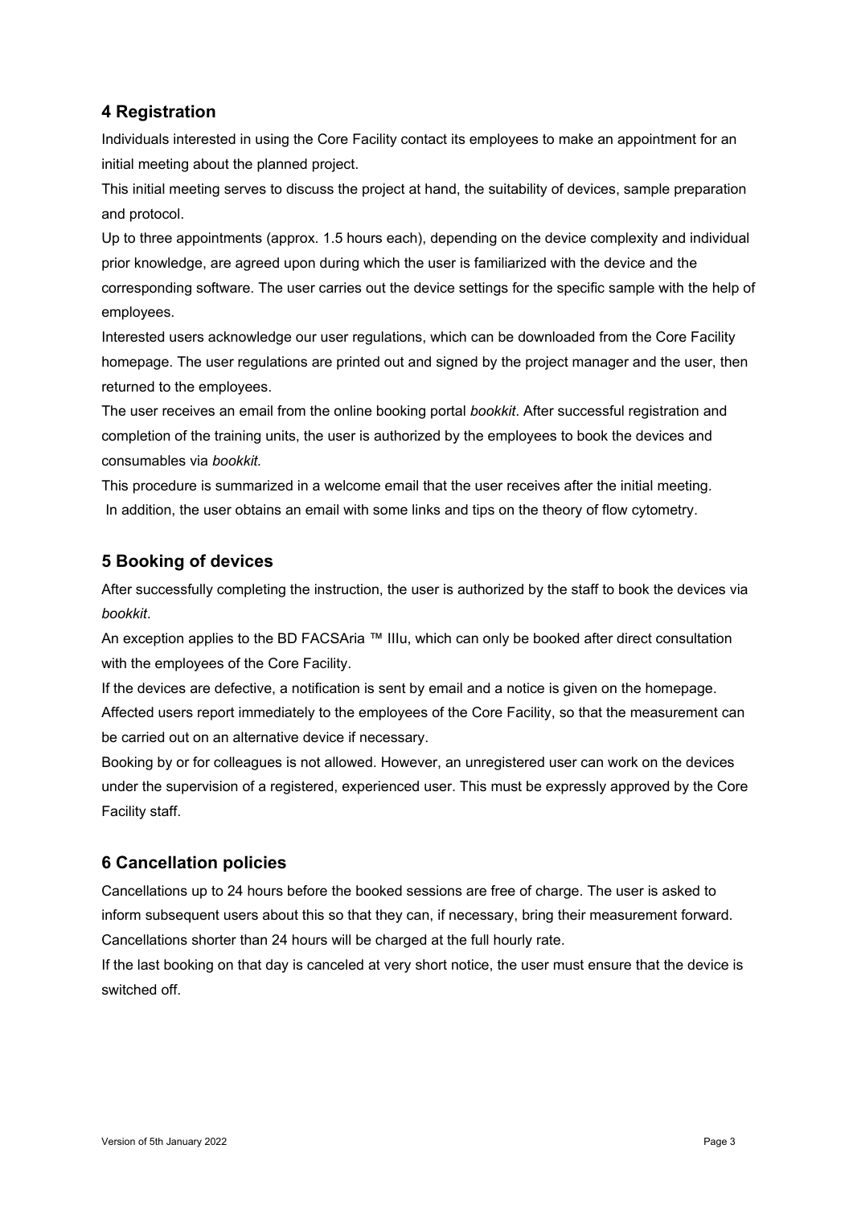## 4 Registration

Individuals interested in using the Core Facility contact its employees to make an appointment for an initial meeting about the planned project.

This initial meeting serves to discuss the project at hand, the suitability of devices, sample preparation and protocol.

Up to three appointments (approx. 1.5 hours each), depending on the device complexity and individual prior knowledge, are agreed upon during which the user is familiarized with the device and the corresponding software. The user carries out the device settings for the specific sample with the help of employees.

Interested users acknowledge our user regulations, which can be downloaded from the Core Facility homepage. The user regulations are printed out and signed by the project manager and the user, then returned to the employees.

The user receives an email from the online booking portal *bookkit*. After successful registration and completion of the training units, the user is authorized by the employees to book the devices and consumables via *bookkit.*

This procedure is summarized in a welcome email that the user receives after the initial meeting. In addition, the user obtains an email with some links and tips on the theory of flow cytometry.

## 5 Booking of devices

After successfully completing the instruction, the user is authorized by the staff to book the devices via *bookkit*.

An exception applies to the BD FACSAria ™ IIIu, which can only be booked after direct consultation with the employees of the Core Facility.

If the devices are defective, a notification is sent by email and a notice is given on the homepage. Affected users report immediately to the employees of the Core Facility, so that the measurement can be carried out on an alternative device if necessary.

Booking by or for colleagues is not allowed. However, an unregistered user can work on the devices under the supervision of a registered, experienced user. This must be expressly approved by the Core Facility staff.

## 6 Cancellation policies

Cancellations up to 24 hours before the booked sessions are free of charge. The user is asked to inform subsequent users about this so that they can, if necessary, bring their measurement forward. Cancellations shorter than 24 hours will be charged at the full hourly rate.

If the last booking on that day is canceled at very short notice, the user must ensure that the device is switched off.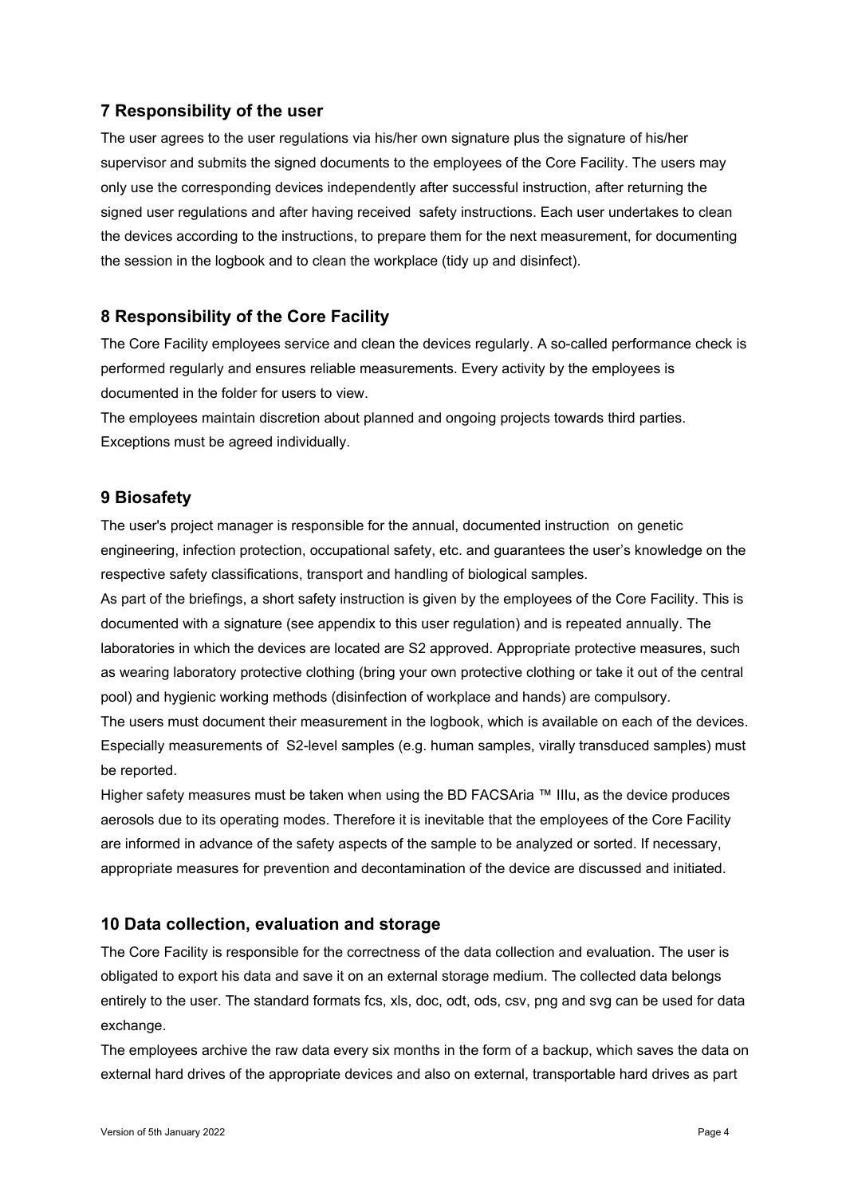## 7 Responsibility of the user

The user agrees to the user regulations via his/her own signature plus the signature of his/her supervisor and submits the signed documents to the employees of the Core Facility. The users may only use the corresponding devices independently after successful instruction, after returning the signed user regulations and after having received safety instructions. Each user undertakes to clean the devices according to the instructions, to prepare them for the next measurement, for documenting the session in the logbook and to clean the workplace (tidy up and disinfect).

## 8 Responsibility of the Core Facility

The Core Facility employees service and clean the devices regularly. A so-called performance check is performed regularly and ensures reliable measurements. Every activity by the employees is documented in the folder for users to view.

The employees maintain discretion about planned and ongoing projects towards third parties. Exceptions must be agreed individually.

## 9 Biosafety

The user's project manager is responsible for the annual, documented instruction on genetic engineering, infection protection, occupational safety, etc. and guarantees the user's knowledge on the respective safety classifications, transport and handling of biological samples.

As part of the briefings, a short safety instruction is given by the employees of the Core Facility. This is documented with a signature (see appendix to this user regulation) and is repeated annually. The laboratories in which the devices are located are S2 approved. Appropriate protective measures, such as wearing laboratory protective clothing (bring your own protective clothing or take it out of the central pool) and hygienic working methods (disinfection of workplace and hands) are compulsory.

The users must document their measurement in the logbook, which is available on each of the devices. Especially measurements of S2-level samples (e.g. human samples, virally transduced samples) must be reported.

Higher safety measures must be taken when using the BD FACSAria ™ IIIu, as the device produces aerosols due to its operating modes. Therefore it is inevitable that the employees of the Core Facility are informed in advance of the safety aspects of the sample to be analyzed or sorted. If necessary, appropriate measures for prevention and decontamination of the device are discussed and initiated.

## 10 Data collection, evaluation and storage

The Core Facility is responsible for the correctness of the data collection and evaluation. The user is obligated to export his data and save it on an external storage medium. The collected data belongs entirely to the user. The standard formats fcs, xls, doc, odt, ods, csv, png and svg can be used for data exchange.

The employees archive the raw data every six months in the form of a backup, which saves the data on external hard drives of the appropriate devices and also on external, transportable hard drives as part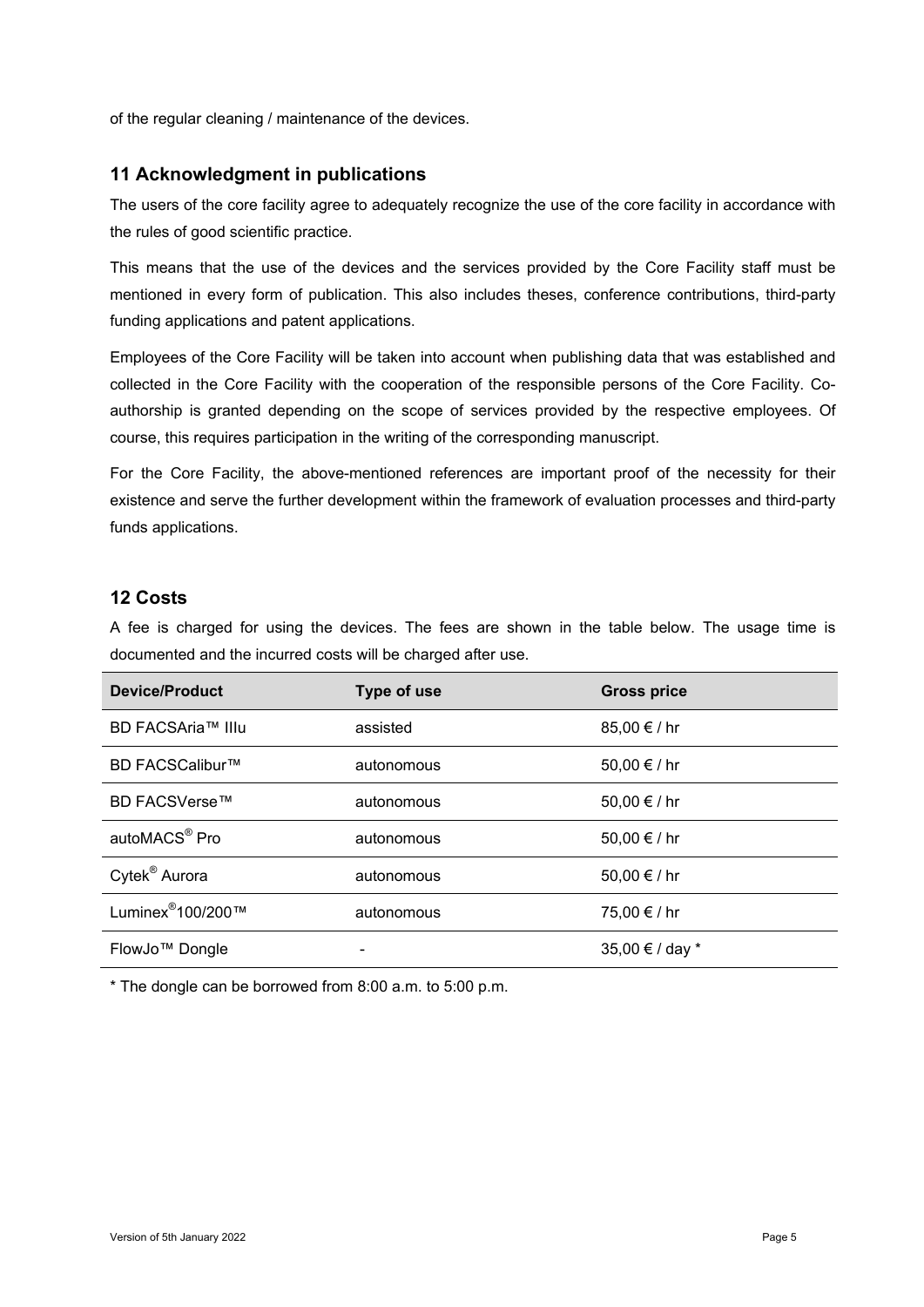of the regular cleaning / maintenance of the devices.

## 11 Acknowledgment in publications

The users of the core facility agree to adequately recognize the use of the core facility in accordance with the rules of good scientific practice.

This means that the use of the devices and the services provided by the Core Facility staff must be mentioned in every form of publication. This also includes theses, conference contributions, third-party funding applications and patent applications.

Employees of the Core Facility will be taken into account when publishing data that was established and collected in the Core Facility with the cooperation of the responsible persons of the Core Facility. Co-authorship is granted depending on the scope of services provided by the respective employees. Of course, this requires participation in the writing of the corresponding manuscript.

For the Core Facility, the above-mentioned references are important proof of the necessity for their existence and serve the further development within the framework of evaluation processes and third-party funds applications.

## 12 Costs

A fee is charged for using the devices. The fees are shown in the table below. The usage time is documented and the incurred costs will be charged after use.

| Device/Product | Type of use | Gross price |
|---|---|---|
| BD FACSAria™ IIIu | assisted | 85,00 € / hr |
| BD FACSCalibur™ | autonomous | 50,00 € / hr |
| BD FACSVerse™ | autonomous | 50,00 € / hr |
| autoMACS® Pro | autonomous | 50,00 € / hr |
| Cytek® Aurora | autonomous | 50,00 € / hr |
| Luminex®100/200™ | autonomous | 75,00 € / hr |
| FlowJo™ Dongle | - | 35,00 € / day * |

* The dongle can be borrowed from 8:00 a.m. to 5:00 p.m.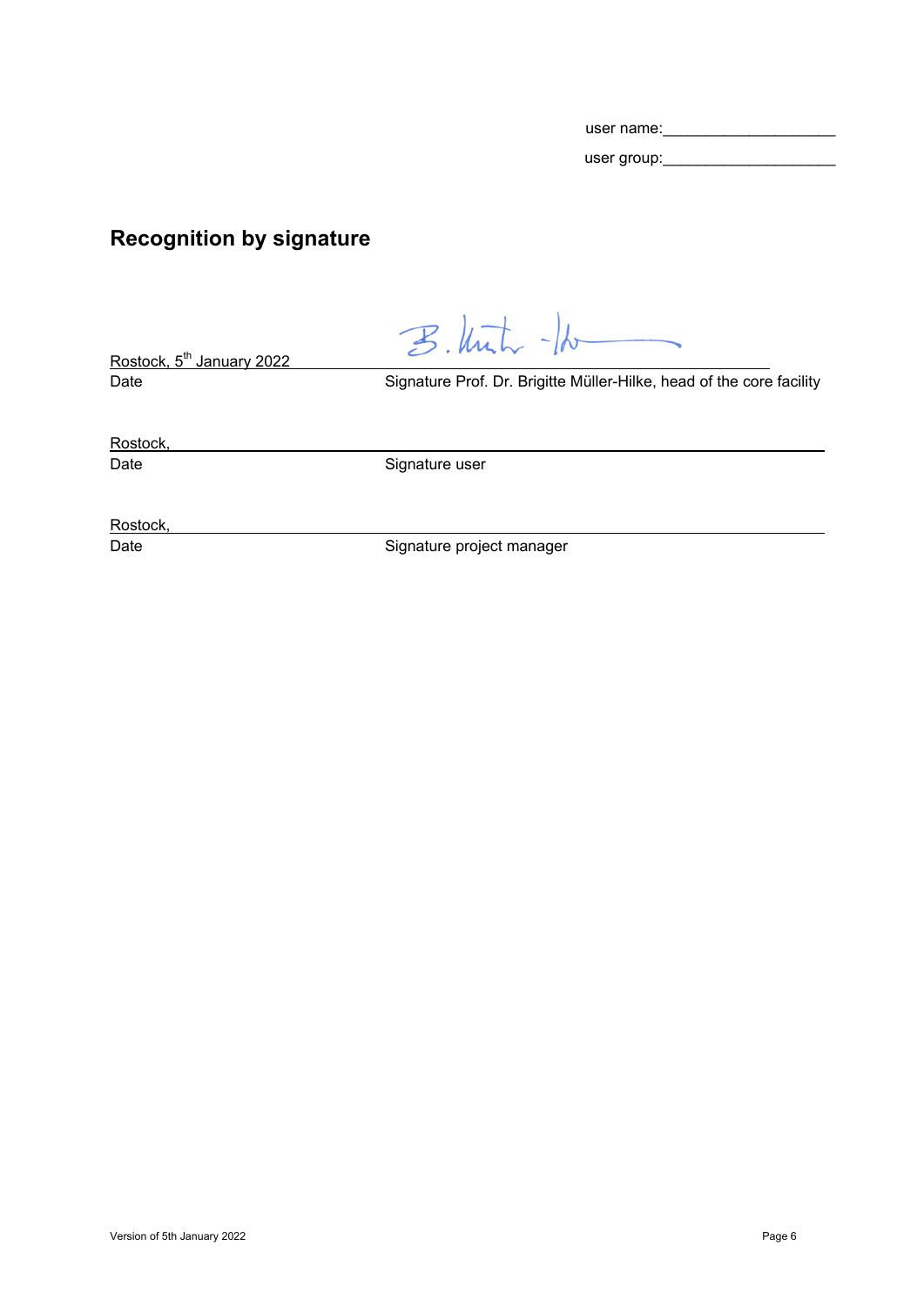user name:____________________

user group:____________________

## Recognition by signature

Rostock, 5th January 2022 ______________________________

Date — Signature Prof. Dr. Brigitte Müller-Hilke, head of the core facility

Rostock, ______________________________

Date — Signature user

Rostock, ______________________________

Date — Signature project manager

Version of 5th January 2022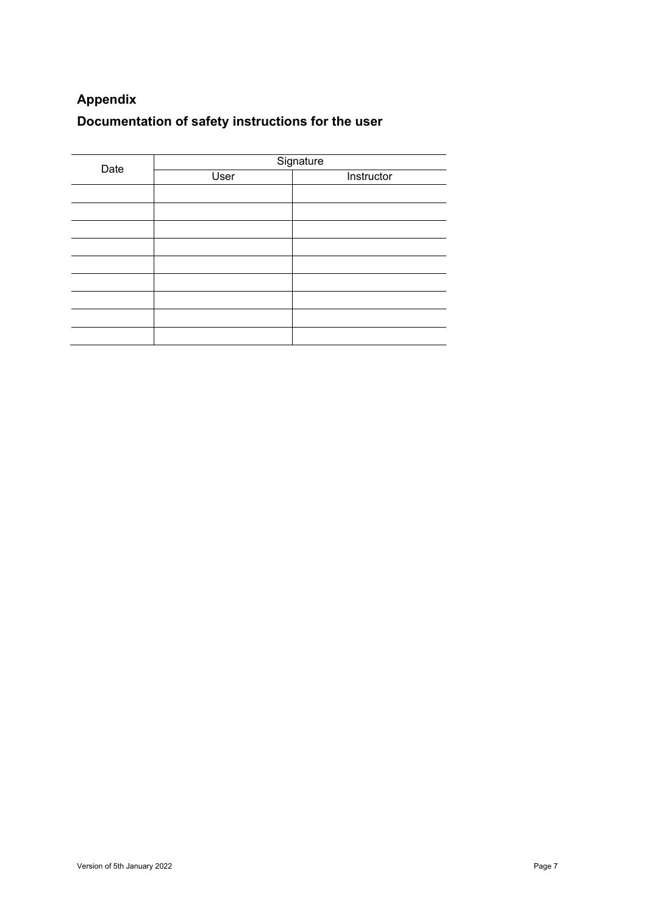## Appendix

## Documentation of safety instructions for the user

| Date | Signature | |
|---|---|---|
| | User | Instructor |
| | | |
| | | |
| | | |
| | | |
| | | |
| | | |
| | | |
| | | |
| | | |

Version of 5th January 2022